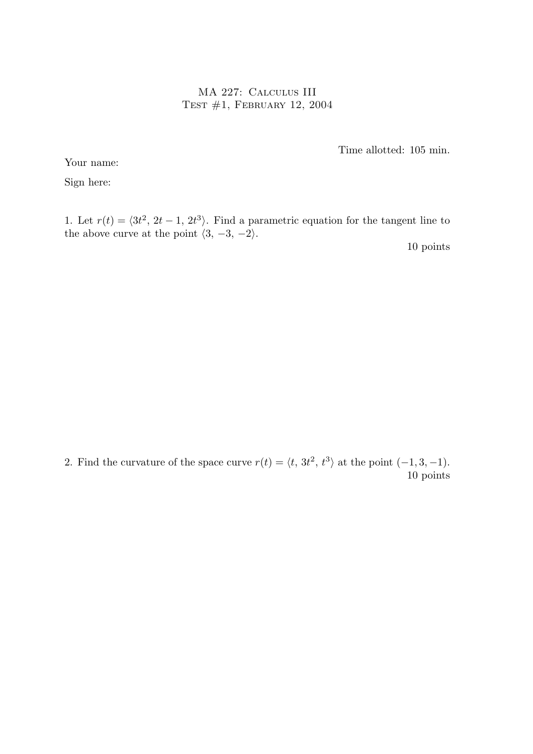# MA 227: Calculus III
## Test #1, February 12, 2004

Time allotted: 105 min.

Your name:

Sign here:

1. Let $r(t) = \langle 3t^2, \, 2t - 1, \, 2t^3 \rangle$. Find a parametric equation for the tangent line to the above curve at the point $\langle 3, \, -3, \, -2 \rangle$.

10 points

2. Find the curvature of the space curve $r(t) = \langle t, \, 3t^2, \, t^3 \rangle$ at the point $(-1, 3, -1)$.

10 points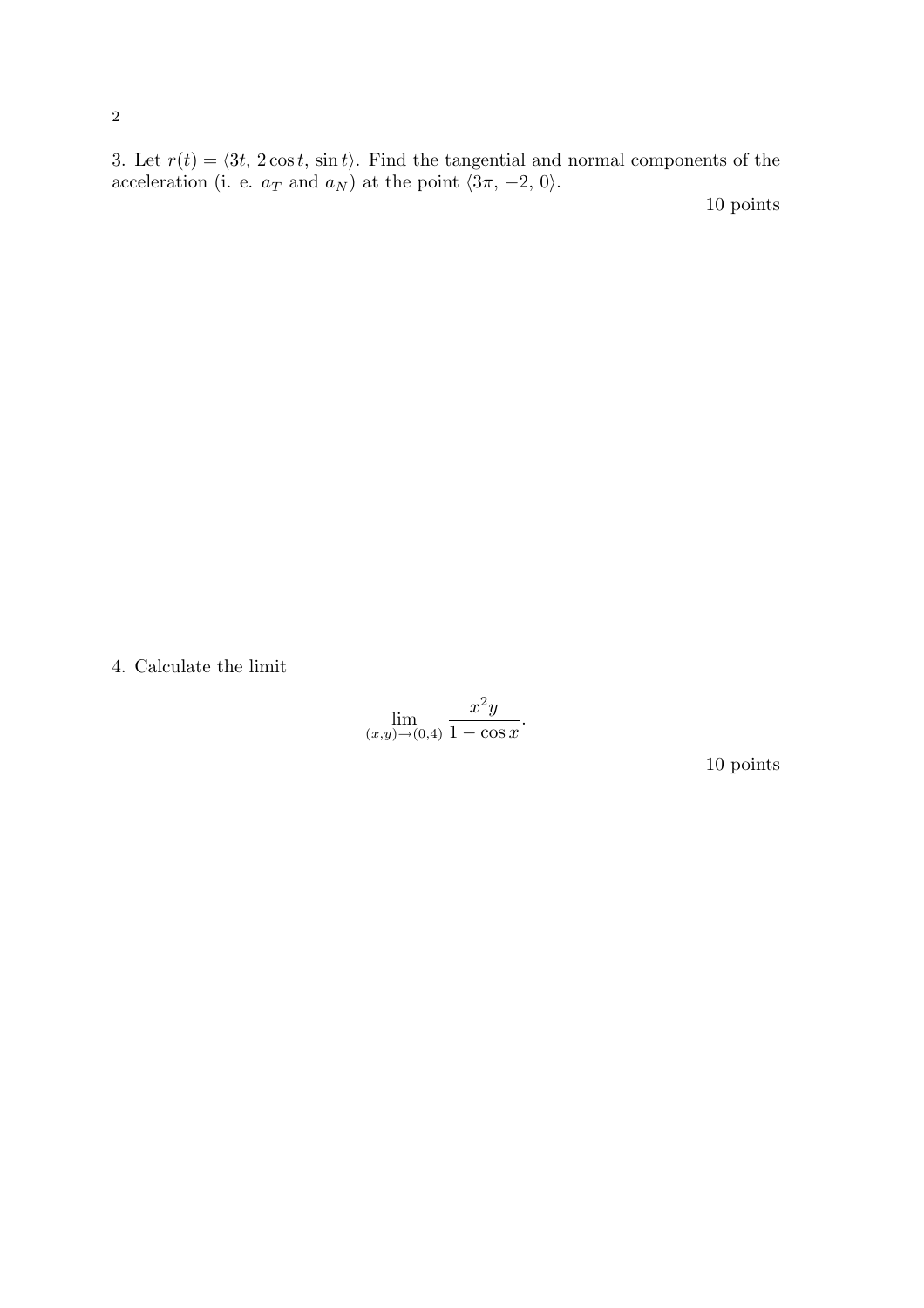3. Let $r(t) = \langle 3t,\, 2\cos t,\, \sin t\rangle$. Find the tangential and normal components of the acceleration (i. e. $a_T$ and $a_N$) at the point $\langle 3\pi,\, -2,\, 0\rangle$.

10 points

4. Calculate the limit

$$\lim_{(x,y)\to(0,4)} \frac{x^2 y}{1-\cos x}.$$

10 points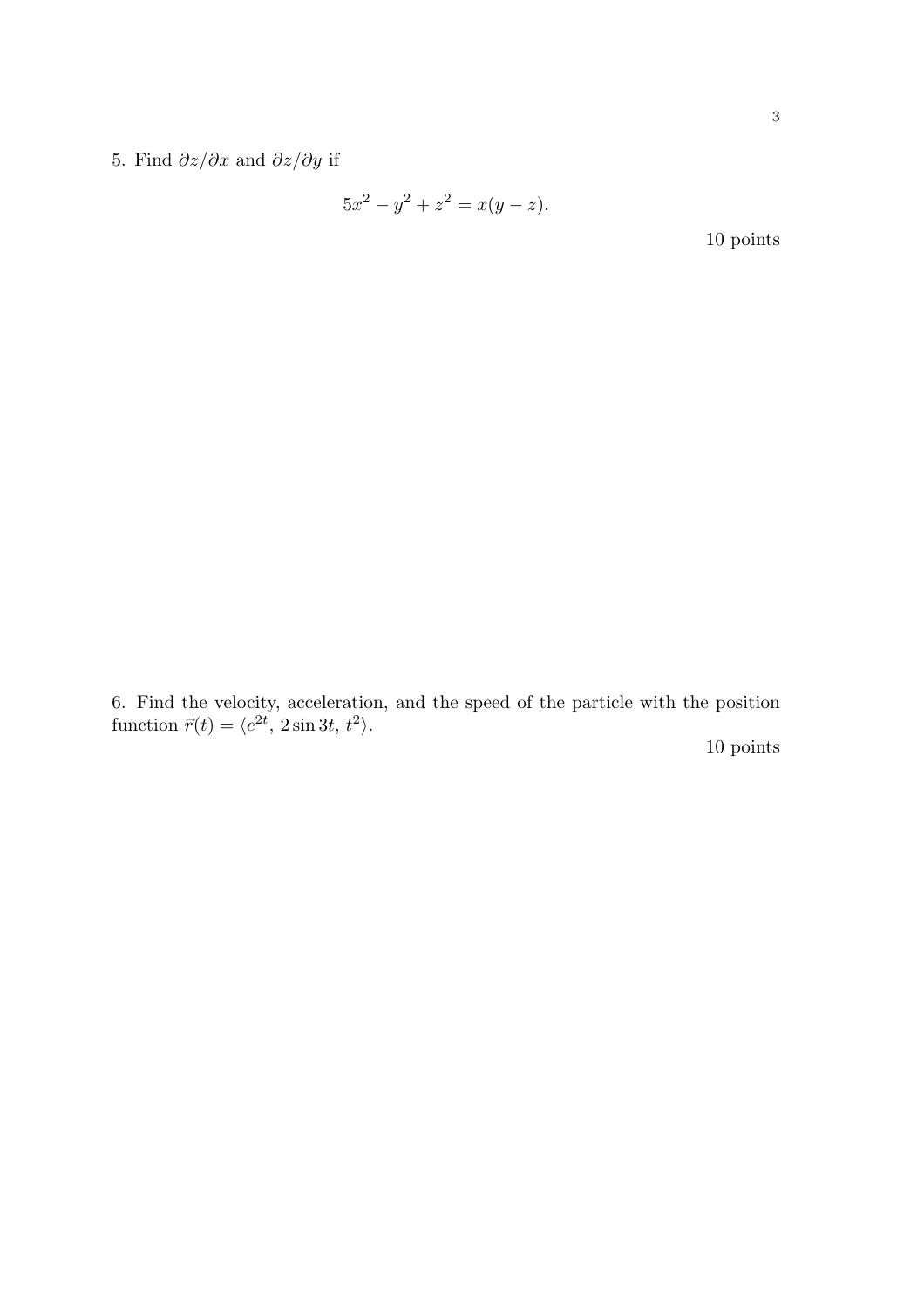5. Find $\partial z/\partial x$ and $\partial z/\partial y$ if

$$5x^2 - y^2 + z^2 = x(y - z).$$

10 points

6. Find the velocity, acceleration, and the speed of the particle with the position function $\vec{r}(t) = \langle e^{2t},\, 2\sin 3t,\, t^2 \rangle$.

10 points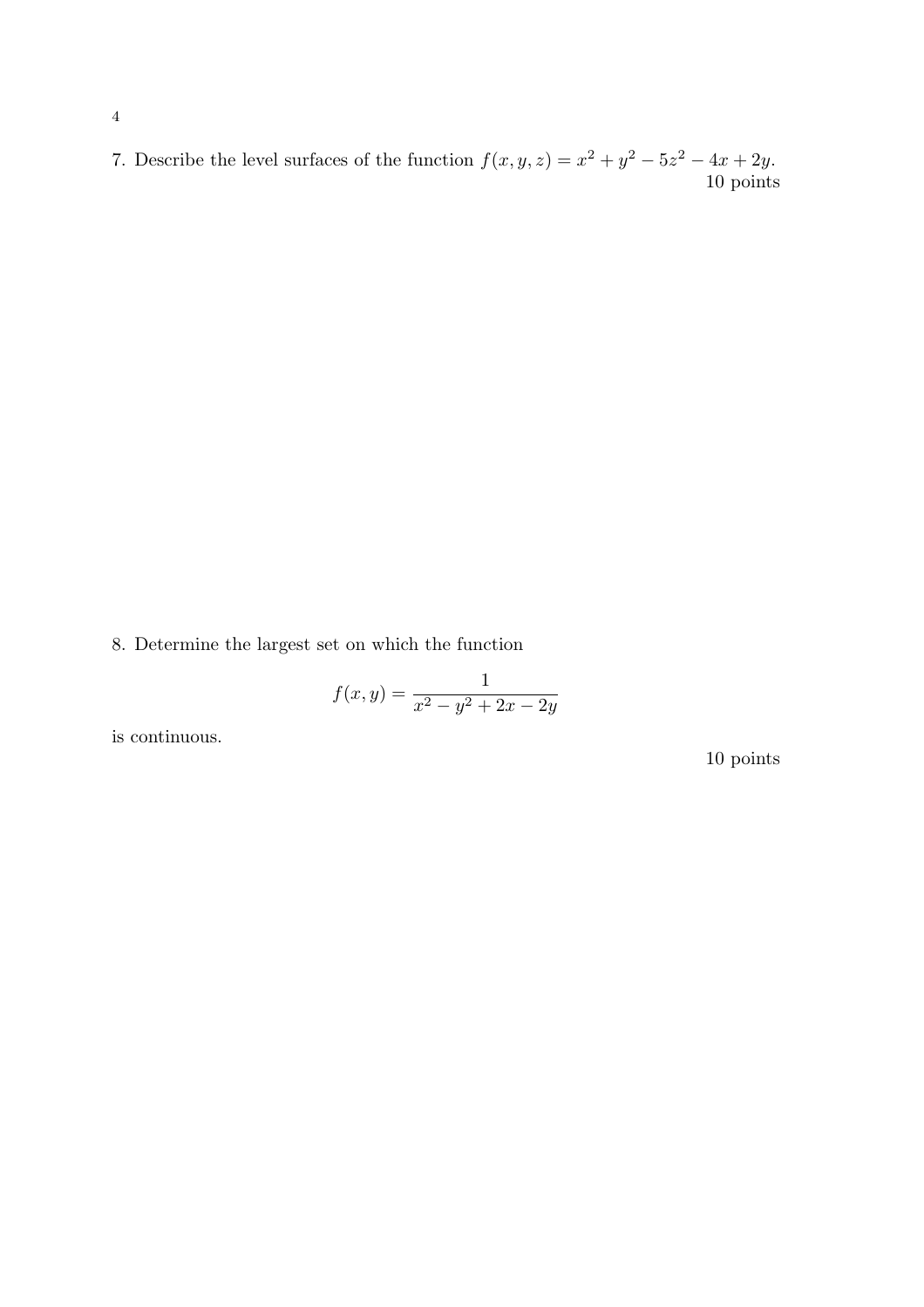7. Describe the level surfaces of the function $f(x, y, z) = x^2 + y^2 - 5z^2 - 4x + 2y$.
10 points

8. Determine the largest set on which the function

$$f(x, y) = \frac{1}{x^2 - y^2 + 2x - 2y}$$

is continuous.

10 points